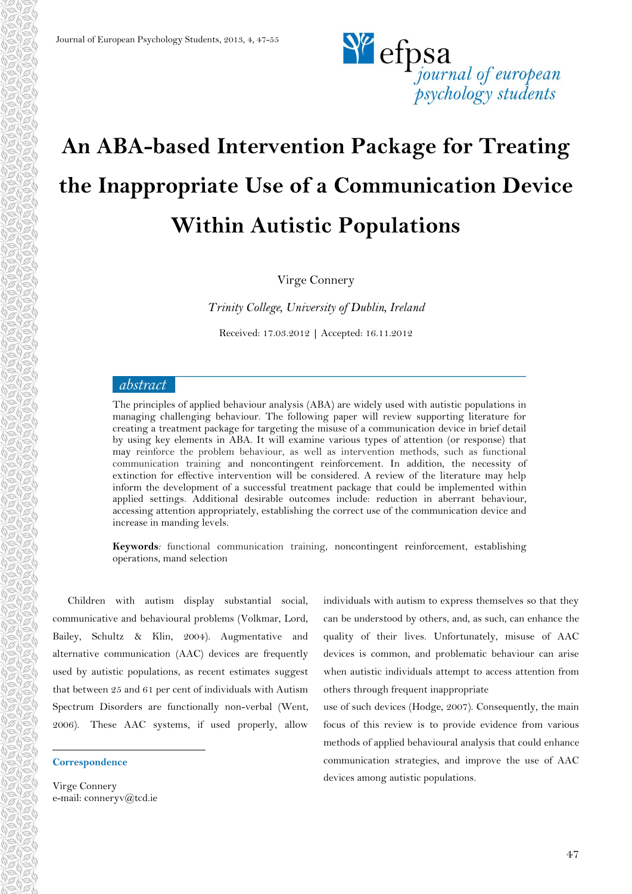# An ABA-based Intervention Package for Treating the Inappropriate Use of a Communication Device Within Autistic Populations

Virge Connery

*Trinity College, University of Dublin, Ireland*

Received: 17.03.2012 | Accepted: 16.11.2012

## abstract

The principles of applied behaviour analysis (ABA) are widely used with autistic populations in managing challenging behaviour. The following paper will review supporting literature for creating a treatment package for targeting the misuse of a communication device in brief detail by using key elements in ABA. It will examine various types of attention (or response) that may reinforce the problem behaviour, as well as intervention methods, such as functional communication training and noncontingent reinforcement. In addition, the necessity of extinction for effective intervention will be considered. A review of the literature may help inform the development of a successful treatment package that could be implemented within applied settings. Additional desirable outcomes include: reduction in aberrant behaviour, accessing attention appropriately, establishing the correct use of the communication device and increase in manding levels.

**Keywords**: functional communication training, noncontingent reinforcement, establishing operations, mand selection

Children with autism display substantial social, communicative and behavioural problems (Volkmar, Lord, Bailey, Schultz & Klin, 2004). Augmentative and alternative communication (AAC) devices are frequently used by autistic populations, as recent estimates suggest that between 25 and 61 per cent of individuals with Autism Spectrum Disorders are functionally non-verbal (Went, 2006). These AAC systems, if used properly, allow individuals with autism to express themselves so that they can be understood by others, and, as such, can enhance the quality of their lives. Unfortunately, misuse of AAC devices is common, and problematic behaviour can arise when autistic individuals attempt to access attention from others through frequent inappropriate use of such devices (Hodge, 2007). Consequently, the main focus of this review is to provide evidence from various methods of applied behavioural analysis that could enhance communication strategies, and improve the use of AAC devices among autistic populations.

**Correspondence**

Virge Connery
e-mail: conneryv@tcd.ie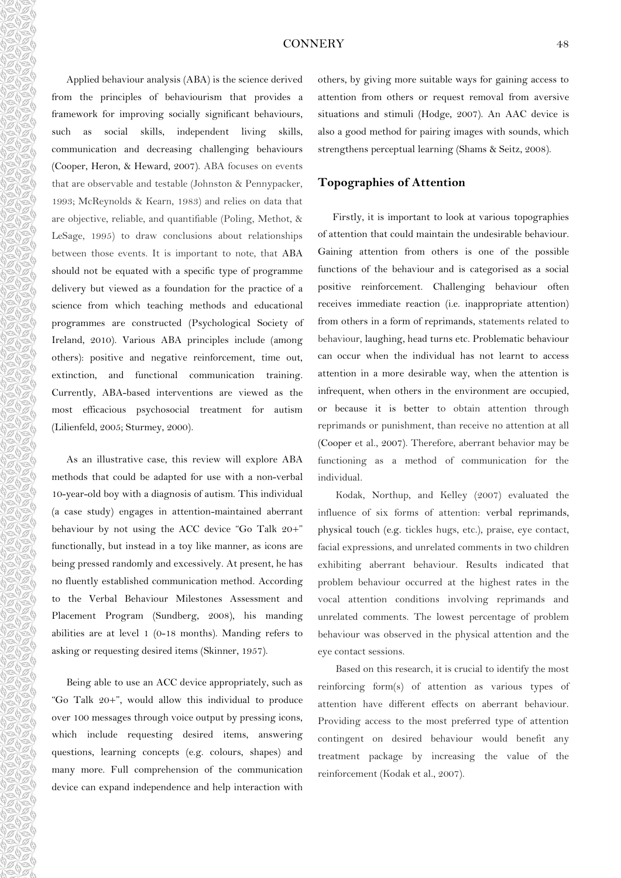Applied behaviour analysis (ABA) is the science derived from the principles of behaviourism that provides a framework for improving socially significant behaviours, such as social skills, independent living skills, communication and decreasing challenging behaviours (Cooper, Heron, & Heward, 2007). ABA focuses on events that are observable and testable (Johnston & Pennypacker, 1993; McReynolds & Kearn, 1983) and relies on data that are objective, reliable, and quantifiable (Poling, Methot, & LeSage, 1995) to draw conclusions about relationships between those events. It is important to note, that ABA should not be equated with a specific type of programme delivery but viewed as a foundation for the practice of a science from which teaching methods and educational programmes are constructed (Psychological Society of Ireland, 2010). Various ABA principles include (among others): positive and negative reinforcement, time out, extinction, and functional communication training. Currently, ABA-based interventions are viewed as the most efficacious psychosocial treatment for autism (Lilienfeld, 2005; Sturmey, 2000).

As an illustrative case, this review will explore ABA methods that could be adapted for use with a non-verbal 10-year-old boy with a diagnosis of autism. This individual (a case study) engages in attention-maintained aberrant behaviour by not using the ACC device "Go Talk 20+" functionally, but instead in a toy like manner, as icons are being pressed randomly and excessively. At present, he has no fluently established communication method. According to the Verbal Behaviour Milestones Assessment and Placement Program (Sundberg, 2008), his manding abilities are at level 1 (0-18 months). Manding refers to asking or requesting desired items (Skinner, 1957).

Being able to use an ACC device appropriately, such as "Go Talk 20+", would allow this individual to produce over 100 messages through voice output by pressing icons, which include requesting desired items, answering questions, learning concepts (e.g. colours, shapes) and many more. Full comprehension of the communication device can expand independence and help interaction with others, by giving more suitable ways for gaining access to attention from others or request removal from aversive situations and stimuli (Hodge, 2007). An AAC device is also a good method for pairing images with sounds, which strengthens perceptual learning (Shams & Seitz, 2008).

## Topographies of Attention

Firstly, it is important to look at various topographies of attention that could maintain the undesirable behaviour. Gaining attention from others is one of the possible functions of the behaviour and is categorised as a social positive reinforcement. Challenging behaviour often receives immediate reaction (i.e. inappropriate attention) from others in a form of reprimands, statements related to behaviour, laughing, head turns etc. Problematic behaviour can occur when the individual has not learnt to access attention in a more desirable way, when the attention is infrequent, when others in the environment are occupied, or because it is better to obtain attention through reprimands or punishment, than receive no attention at all (Cooper et al., 2007). Therefore, aberrant behavior may be functioning as a method of communication for the individual.

Kodak, Northup, and Kelley (2007) evaluated the influence of six forms of attention: verbal reprimands, physical touch (e.g. tickles hugs, etc.), praise, eye contact, facial expressions, and unrelated comments in two children exhibiting aberrant behaviour. Results indicated that problem behaviour occurred at the highest rates in the vocal attention conditions involving reprimands and unrelated comments. The lowest percentage of problem behaviour was observed in the physical attention and the eye contact sessions.

Based on this research, it is crucial to identify the most reinforcing form(s) of attention as various types of attention have different effects on aberrant behaviour. Providing access to the most preferred type of attention contingent on desired behaviour would benefit any treatment package by increasing the value of the reinforcement (Kodak et al., 2007).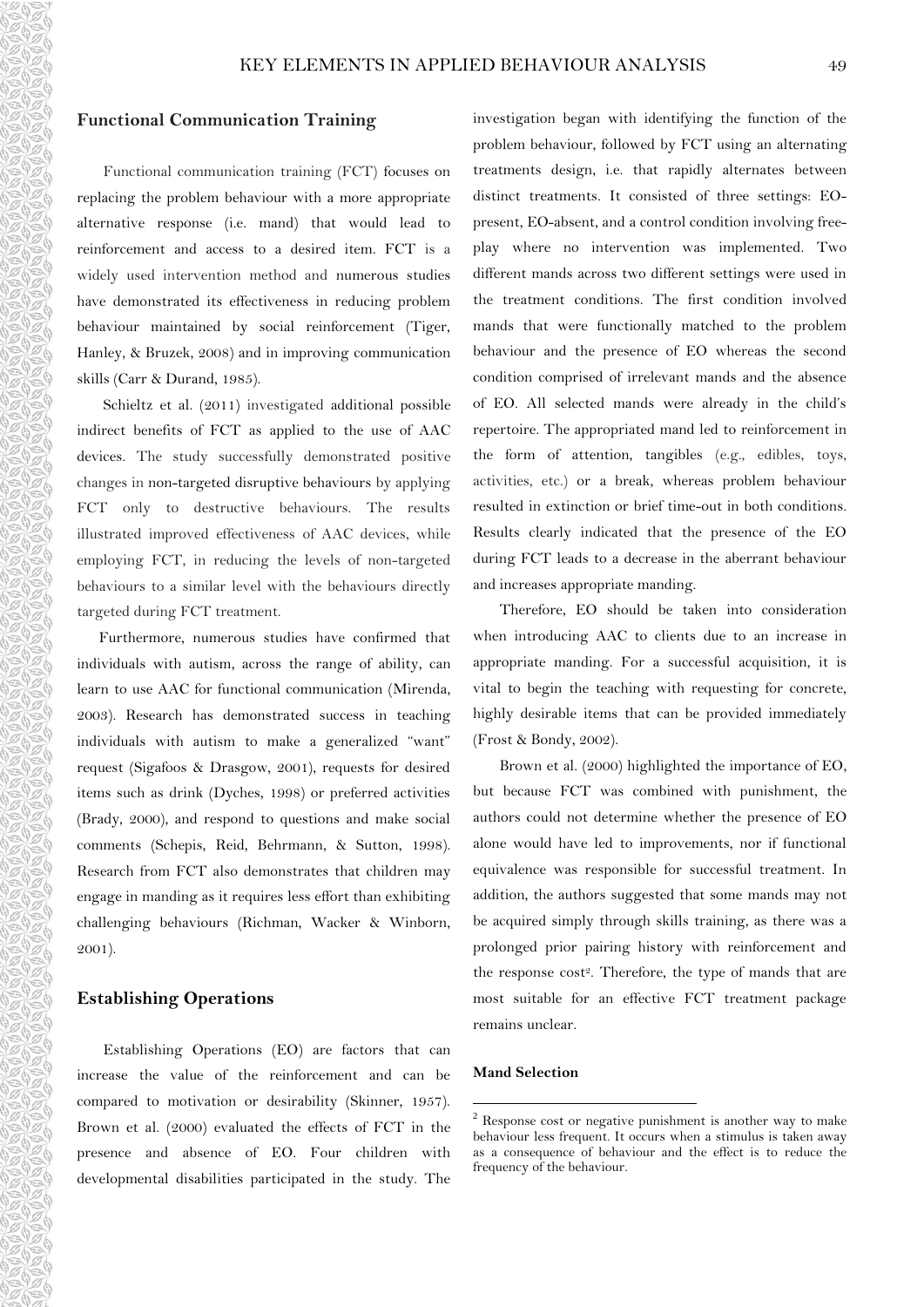## Functional Communication Training

Functional communication training (FCT) focuses on replacing the problem behaviour with a more appropriate alternative response (i.e. mand) that would lead to reinforcement and access to a desired item. FCT is a widely used intervention method and numerous studies have demonstrated its effectiveness in reducing problem behaviour maintained by social reinforcement (Tiger, Hanley, & Bruzek, 2008) and in improving communication skills (Carr & Durand, 1985).

Schieltz et al. (2011) investigated additional possible indirect benefits of FCT as applied to the use of AAC devices. The study successfully demonstrated positive changes in non-targeted disruptive behaviours by applying FCT only to destructive behaviours. The results illustrated improved effectiveness of AAC devices, while employing FCT, in reducing the levels of non-targeted behaviours to a similar level with the behaviours directly targeted during FCT treatment.

Furthermore, numerous studies have confirmed that individuals with autism, across the range of ability, can learn to use AAC for functional communication (Mirenda, 2003). Research has demonstrated success in teaching individuals with autism to make a generalized "want" request (Sigafoos & Drasgow, 2001), requests for desired items such as drink (Dyches, 1998) or preferred activities (Brady, 2000), and respond to questions and make social comments (Schepis, Reid, Behrmann, & Sutton, 1998). Research from FCT also demonstrates that children may engage in manding as it requires less effort than exhibiting challenging behaviours (Richman, Wacker & Winborn, 2001).

## Establishing Operations

Establishing Operations (EO) are factors that can increase the value of the reinforcement and can be compared to motivation or desirability (Skinner, 1957). Brown et al. (2000) evaluated the effects of FCT in the presence and absence of EO. Four children with developmental disabilities participated in the study. The investigation began with identifying the function of the problem behaviour, followed by FCT using an alternating treatments design, i.e. that rapidly alternates between distinct treatments. It consisted of three settings: EO-present, EO-absent, and a control condition involving free-play where no intervention was implemented. Two different mands across two different settings were used in the treatment conditions. The first condition involved mands that were functionally matched to the problem behaviour and the presence of EO whereas the second condition comprised of irrelevant mands and the absence of EO. All selected mands were already in the child's repertoire. The appropriated mand led to reinforcement in the form of attention, tangibles (e.g., edibles, toys, activities, etc.) or a break, whereas problem behaviour resulted in extinction or brief time-out in both conditions. Results clearly indicated that the presence of the EO during FCT leads to a decrease in the aberrant behaviour and increases appropriate manding.

Therefore, EO should be taken into consideration when introducing AAC to clients due to an increase in appropriate manding. For a successful acquisition, it is vital to begin the teaching with requesting for concrete, highly desirable items that can be provided immediately (Frost & Bondy, 2002).

Brown et al. (2000) highlighted the importance of EO, but because FCT was combined with punishment, the authors could not determine whether the presence of EO alone would have led to improvements, nor if functional equivalence was responsible for successful treatment. In addition, the authors suggested that some mands may not be acquired simply through skills training, as there was a prolonged prior pairing history with reinforcement and the response cost[2]. Therefore, the type of mands that are most suitable for an effective FCT treatment package remains unclear.

### Mand Selection

[2] Response cost or negative punishment is another way to make behaviour less frequent. It occurs when a stimulus is taken away as a consequence of behaviour and the effect is to reduce the frequency of the behaviour.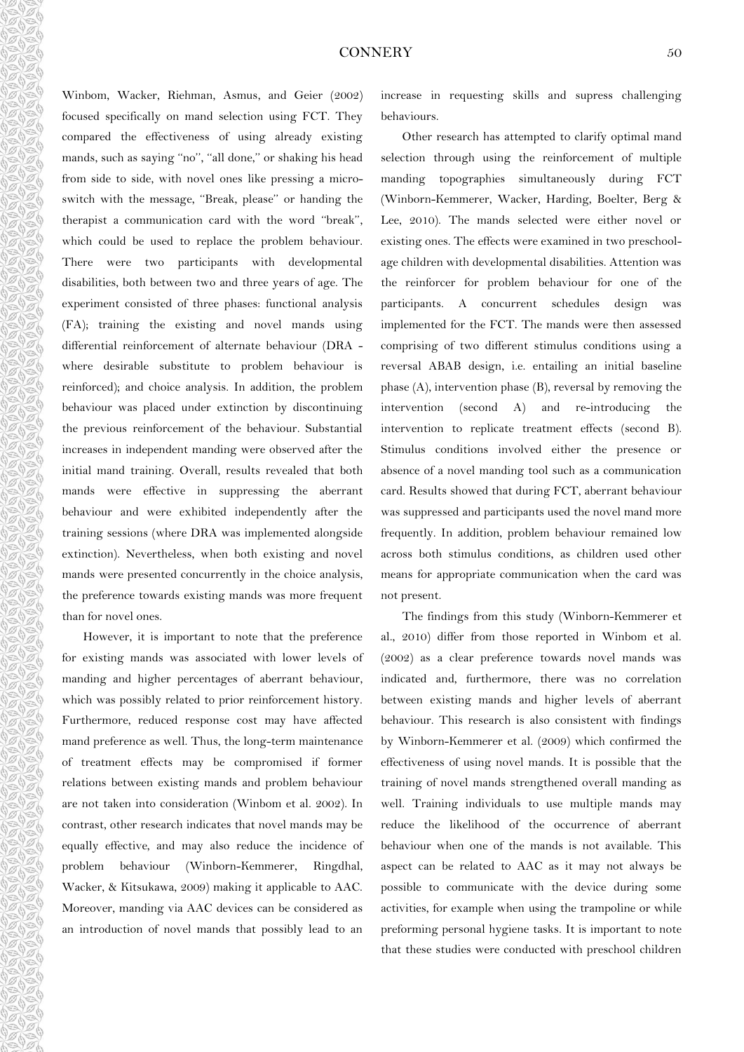Winbom, Wacker, Riehman, Asmus, and Geier (2002) focused specifically on mand selection using FCT. They compared the effectiveness of using already existing mands, such as saying "no", "all done," or shaking his head from side to side, with novel ones like pressing a micro-switch with the message, "Break, please" or handing the therapist a communication card with the word "break", which could be used to replace the problem behaviour. There were two participants with developmental disabilities, both between two and three years of age. The experiment consisted of three phases: functional analysis (FA); training the existing and novel mands using differential reinforcement of alternate behaviour (DRA - where desirable substitute to problem behaviour is reinforced); and choice analysis. In addition, the problem behaviour was placed under extinction by discontinuing the previous reinforcement of the behaviour. Substantial increases in independent manding were observed after the initial mand training. Overall, results revealed that both mands were effective in suppressing the aberrant behaviour and were exhibited independently after the training sessions (where DRA was implemented alongside extinction). Nevertheless, when both existing and novel mands were presented concurrently in the choice analysis, the preference towards existing mands was more frequent than for novel ones.

However, it is important to note that the preference for existing mands was associated with lower levels of manding and higher percentages of aberrant behaviour, which was possibly related to prior reinforcement history. Furthermore, reduced response cost may have affected mand preference as well. Thus, the long-term maintenance of treatment effects may be compromised if former relations between existing mands and problem behaviour are not taken into consideration (Winbom et al. 2002). In contrast, other research indicates that novel mands may be equally effective, and may also reduce the incidence of problem behaviour (Winborn-Kemmerer, Ringdhal, Wacker, & Kitsukawa, 2009) making it applicable to AAC. Moreover, manding via AAC devices can be considered as an introduction of novel mands that possibly lead to an increase in requesting skills and supress challenging behaviours.

Other research has attempted to clarify optimal mand selection through using the reinforcement of multiple manding topographies simultaneously during FCT (Winborn-Kemmerer, Wacker, Harding, Boelter, Berg & Lee, 2010). The mands selected were either novel or existing ones. The effects were examined in two preschool-age children with developmental disabilities. Attention was the reinforcer for problem behaviour for one of the participants. A concurrent schedules design was implemented for the FCT. The mands were then assessed comprising of two different stimulus conditions using a reversal ABAB design, i.e. entailing an initial baseline phase (A), intervention phase (B), reversal by removing the intervention (second A) and re-introducing the intervention to replicate treatment effects (second B). Stimulus conditions involved either the presence or absence of a novel manding tool such as a communication card. Results showed that during FCT, aberrant behaviour was suppressed and participants used the novel mand more frequently. In addition, problem behaviour remained low across both stimulus conditions, as children used other means for appropriate communication when the card was not present.

The findings from this study (Winborn-Kemmerer et al., 2010) differ from those reported in Winbom et al. (2002) as a clear preference towards novel mands was indicated and, furthermore, there was no correlation between existing mands and higher levels of aberrant behaviour. This research is also consistent with findings by Winborn-Kemmerer et al. (2009) which confirmed the effectiveness of using novel mands. It is possible that the training of novel mands strengthened overall manding as well. Training individuals to use multiple mands may reduce the likelihood of the occurrence of aberrant behaviour when one of the mands is not available. This aspect can be related to AAC as it may not always be possible to communicate with the device during some activities, for example when using the trampoline or while preforming personal hygiene tasks. It is important to note that these studies were conducted with preschool children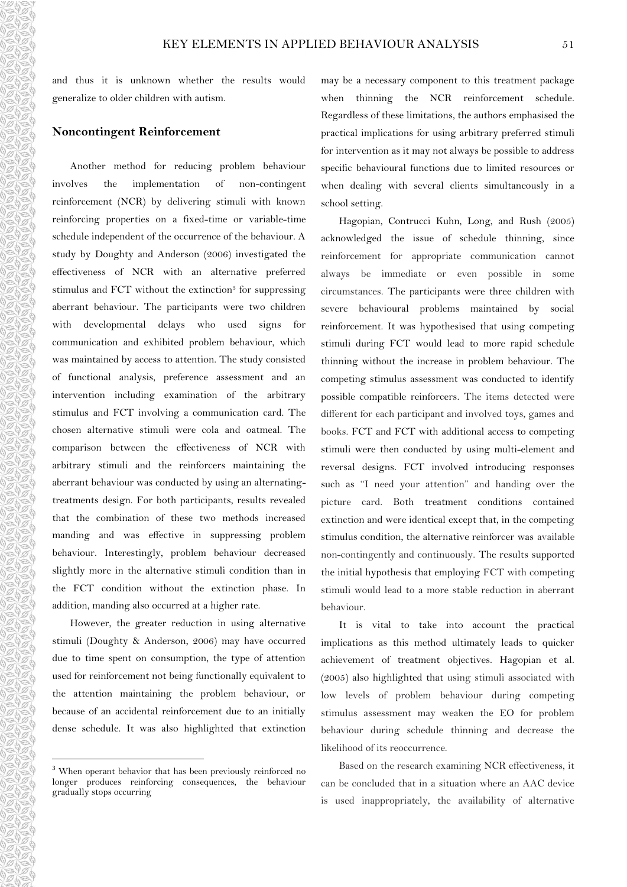and thus it is unknown whether the results would generalize to older children with autism.

## Noncontingent Reinforcement

Another method for reducing problem behaviour involves the implementation of non-contingent reinforcement (NCR) by delivering stimuli with known reinforcing properties on a fixed-time or variable-time schedule independent of the occurrence of the behaviour. A study by Doughty and Anderson (2006) investigated the effectiveness of NCR with an alternative preferred stimulus and FCT without the extinction[3] for suppressing aberrant behaviour. The participants were two children with developmental delays who used signs for communication and exhibited problem behaviour, which was maintained by access to attention. The study consisted of functional analysis, preference assessment and an intervention including examination of the arbitrary stimulus and FCT involving a communication card. The chosen alternative stimuli were cola and oatmeal. The comparison between the effectiveness of NCR with arbitrary stimuli and the reinforcers maintaining the aberrant behaviour was conducted by using an alternating-treatments design. For both participants, results revealed that the combination of these two methods increased manding and was effective in suppressing problem behaviour. Interestingly, problem behaviour decreased slightly more in the alternative stimuli condition than in the FCT condition without the extinction phase. In addition, manding also occurred at a higher rate.

However, the greater reduction in using alternative stimuli (Doughty & Anderson, 2006) may have occurred due to time spent on consumption, the type of attention used for reinforcement not being functionally equivalent to the attention maintaining the problem behaviour, or because of an accidental reinforcement due to an initially dense schedule. It was also highlighted that extinction may be a necessary component to this treatment package when thinning the NCR reinforcement schedule. Regardless of these limitations, the authors emphasised the practical implications for using arbitrary preferred stimuli for intervention as it may not always be possible to address specific behavioural functions due to limited resources or when dealing with several clients simultaneously in a school setting.

Hagopian, Contrucci Kuhn, Long, and Rush (2005) acknowledged the issue of schedule thinning, since reinforcement for appropriate communication cannot always be immediate or even possible in some circumstances. The participants were three children with severe behavioural problems maintained by social reinforcement. It was hypothesised that using competing stimuli during FCT would lead to more rapid schedule thinning without the increase in problem behaviour. The competing stimulus assessment was conducted to identify possible compatible reinforcers. The items detected were different for each participant and involved toys, games and books. FCT and FCT with additional access to competing stimuli were then conducted by using multi-element and reversal designs. FCT involved introducing responses such as "I need your attention" and handing over the picture card. Both treatment conditions contained extinction and were identical except that, in the competing stimulus condition, the alternative reinforcer was available non-contingently and continuously. The results supported the initial hypothesis that employing FCT with competing stimuli would lead to a more stable reduction in aberrant behaviour.

It is vital to take into account the practical implications as this method ultimately leads to quicker achievement of treatment objectives. Hagopian et al. (2005) also highlighted that using stimuli associated with low levels of problem behaviour during competing stimulus assessment may weaken the EO for problem behaviour during schedule thinning and decrease the likelihood of its reoccurrence.

Based on the research examining NCR effectiveness, it can be concluded that in a situation where an AAC device is used inappropriately, the availability of alternative

[3] When operant behavior that has been previously reinforced no longer produces reinforcing consequences, the behaviour gradually stops occurring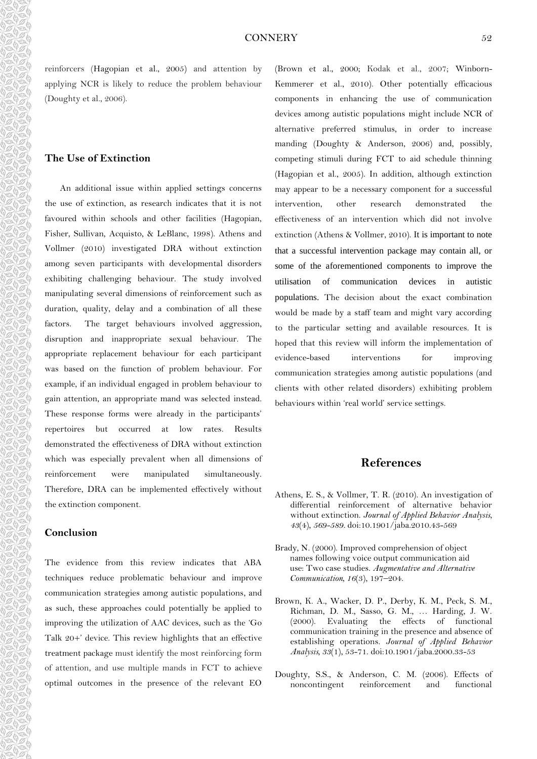reinforcers (Hagopian et al., 2005) and attention by applying NCR is likely to reduce the problem behaviour (Doughty et al., 2006).

## The Use of Extinction

An additional issue within applied settings concerns the use of extinction, as research indicates that it is not favoured within schools and other facilities (Hagopian, Fisher, Sullivan, Acquisto, & LeBlanc, 1998). Athens and Vollmer (2010) investigated DRA without extinction among seven participants with developmental disorders exhibiting challenging behaviour. The study involved manipulating several dimensions of reinforcement such as duration, quality, delay and a combination of all these factors. The target behaviours involved aggression, disruption and inappropriate sexual behaviour. The appropriate replacement behaviour for each participant was based on the function of problem behaviour. For example, if an individual engaged in problem behaviour to gain attention, an appropriate mand was selected instead. These response forms were already in the participants' repertoires but occurred at low rates. Results demonstrated the effectiveness of DRA without extinction which was especially prevalent when all dimensions of reinforcement were manipulated simultaneously. Therefore, DRA can be implemented effectively without the extinction component.

## Conclusion

The evidence from this review indicates that ABA techniques reduce problematic behaviour and improve communication strategies among autistic populations, and as such, these approaches could potentially be applied to improving the utilization of AAC devices, such as the 'Go Talk 20+' device. This review highlights that an effective treatment package must identify the most reinforcing form of attention, and use multiple mands in FCT to achieve optimal outcomes in the presence of the relevant EO (Brown et al., 2000; Kodak et al., 2007; Winborn-Kemmerer et al., 2010). Other potentially efficacious components in enhancing the use of communication devices among autistic populations might include NCR of alternative preferred stimulus, in order to increase manding (Doughty & Anderson, 2006) and, possibly, competing stimuli during FCT to aid schedule thinning (Hagopian et al., 2005). In addition, although extinction may appear to be a necessary component for a successful intervention, other research demonstrated the effectiveness of an intervention which did not involve extinction (Athens & Vollmer, 2010). It is important to note that a successful intervention package may contain all, or some of the aforementioned components to improve the utilisation of communication devices in autistic populations. The decision about the exact combination would be made by a staff team and might vary according to the particular setting and available resources. It is hoped that this review will inform the implementation of evidence-based interventions for improving communication strategies among autistic populations (and clients with other related disorders) exhibiting problem behaviours within 'real world' service settings.

## References

Athens, E. S., & Vollmer, T. R. (2010). An investigation of differential reinforcement of alternative behavior without extinction. *Journal of Applied Behavior Analysis, 43*(4), 569-589. doi:10.1901/jaba.2010.43-569

Brady, N. (2000). Improved comprehension of object names following voice output communication aid use: Two case studies. *Augmentative and Alternative Communication, 16*(3), 197–204.

Brown, K. A., Wacker, D. P., Derby, K. M., Peck, S. M., Richman, D. M., Sasso, G. M., … Harding, J. W. (2000). Evaluating the effects of functional communication training in the presence and absence of establishing operations. *Journal of Applied Behavior Analysis, 33*(1), 53-71. doi:10.1901/jaba.2000.33-53

Doughty, S.S., & Anderson, C. M. (2006). Effects of noncontingent reinforcement and functional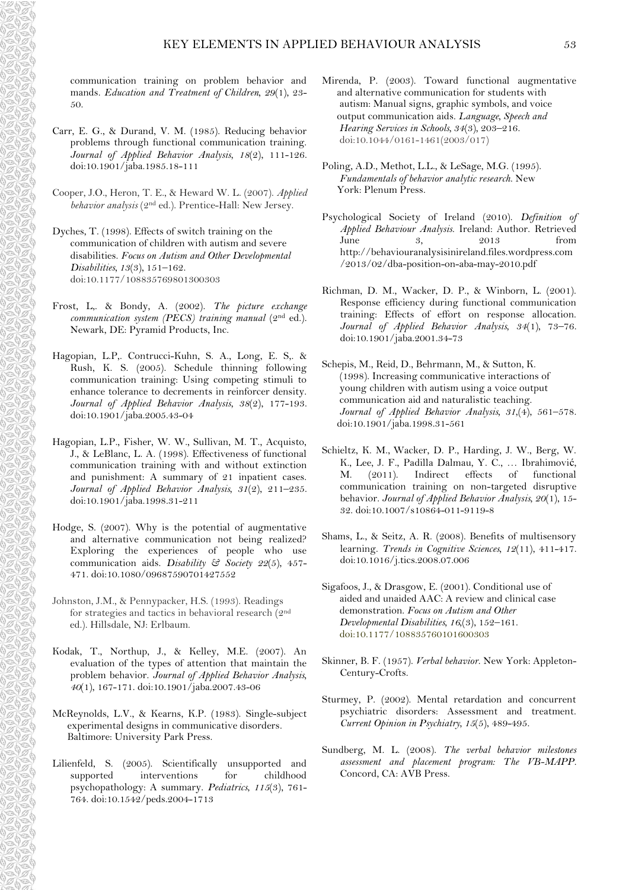communication training on problem behavior and mands. *Education and Treatment of Children, 29*(1), 23-50.

Carr, E. G., & Durand, V. M. (1985). Reducing behavior problems through functional communication training. *Journal of Applied Behavior Analysis, 18*(2), 111-126. doi:10.1901/jaba.1985.18-111

Cooper, J.O., Heron, T. E., & Heward W. L. (2007). *Applied behavior analysis* (2nd ed.). Prentice-Hall: New Jersey.

Dyches, T. (1998). Effects of switch training on the communication of children with autism and severe disabilities. *Focus on Autism and Other Developmental Disabilities, 13*(3), 151–162. doi:10.1177/108835769801300303

Frost, L,. & Bondy, A. (2002). *The picture exchange communication system (PECS) training manual* (2nd ed.). Newark, DE: Pyramid Products, Inc.

Hagopian, L.P,. Contrucci-Kuhn, S. A., Long, E. S,. & Rush, K. S. (2005). Schedule thinning following communication training: Using competing stimuli to enhance tolerance to decrements in reinforcer density. *Journal of Applied Behavior Analysis, 38*(2), 177-193. doi:10.1901/jaba.2005.43-04

Hagopian, L.P., Fisher, W. W., Sullivan, M. T., Acquisto, J., & LeBlanc, L. A. (1998). Effectiveness of functional communication training with and without extinction and punishment: A summary of 21 inpatient cases. *Journal of Applied Behavior Analysis, 31*(2), 211–235. doi:10.1901/jaba.1998.31-211

Hodge, S. (2007). Why is the potential of augmentative and alternative communication not being realized? Exploring the experiences of people who use communication aids. *Disability & Society 22*(5), 457-471. doi:10.1080/09687590701427552

Johnston, J.M., & Pennypacker, H.S. (1993). Readings for strategies and tactics in behavioral research (2nd ed.). Hillsdale, NJ: Erlbaum.

Kodak, T., Northup, J., & Kelley, M.E. (2007). An evaluation of the types of attention that maintain the problem behavior. *Journal of Applied Behavior Analysis, 40*(1), 167-171. doi:10.1901/jaba.2007.43-06

McReynolds, L.V., & Kearns, K.P. (1983). Single-subject experimental designs in communicative disorders. Baltimore: University Park Press.

Lilienfeld, S. (2005). Scientifically unsupported and supported interventions for childhood psychopathology: A summary. *Pediatrics, 115*(3), 761-764. doi:10.1542/peds.2004-1713

Mirenda, P. (2003). Toward functional augmentative and alternative communication for students with autism: Manual signs, graphic symbols, and voice output communication aids. *Language, Speech and Hearing Services in Schools, 34*(3), 203–216. doi:10.1044/0161-1461(2003/017)

Poling, A.D., Methot, L.L., & LeSage, M.G. (1995). *Fundamentals of behavior analytic research.* New York: Plenum Press.

Psychological Society of Ireland (2010). *Definition of Applied Behaviour Analysis.* Ireland: Author. Retrieved June 3, 2013 from http://behaviouranalysisinireland.files.wordpress.com/2013/02/dba-position-on-aba-may-2010.pdf

Richman, D. M., Wacker, D. P., & Winborn, L. (2001). Response efficiency during functional communication training: Effects of effort on response allocation. *Journal of Applied Behavior Analysis, 34*(1), 73–76. doi:10.1901/jaba.2001.34-73

Schepis, M., Reid, D., Behrmann, M., & Sutton, K. (1998). Increasing communicative interactions of young children with autism using a voice output communication aid and naturalistic teaching. *Journal of Applied Behavior Analysis, 31*,(4), 561–578. doi:10.1901/jaba.1998.31-561

Schieltz, K. M., Wacker, D. P., Harding, J. W., Berg, W. K., Lee, J. F., Padilla Dalmau, Y. C., … Ibrahimović, M. (2011). Indirect effects of functional communication training on non-targeted disruptive behavior. *Journal of Applied Behavior Analysis, 20*(1), 15-32. doi:10.1007/s10864-011-9119-8

Shams, L., & Seitz, A. R. (2008). Benefits of multisensory learning. *Trends in Cognitive Sciences, 12*(11), 411-417. doi:10.1016/j.tics.2008.07.006

Sigafoos, J., & Drasgow, E. (2001). Conditional use of aided and unaided AAC: A review and clinical case demonstration. *Focus on Autism and Other Developmental Disabilities, 16*,(3), 152–161. doi:10.1177/108835760101600303

Skinner, B. F. (1957). *Verbal behavior.* New York: Appleton-Century-Crofts.

Sturmey, P. (2002). Mental retardation and concurrent psychiatric disorders: Assessment and treatment. *Current Opinion in Psychiatry, 15*(5), 489-495.

Sundberg, M. L. (2008). *The verbal behavior milestones assessment and placement program: The VB-MAPP.* Concord, CA: AVB Press.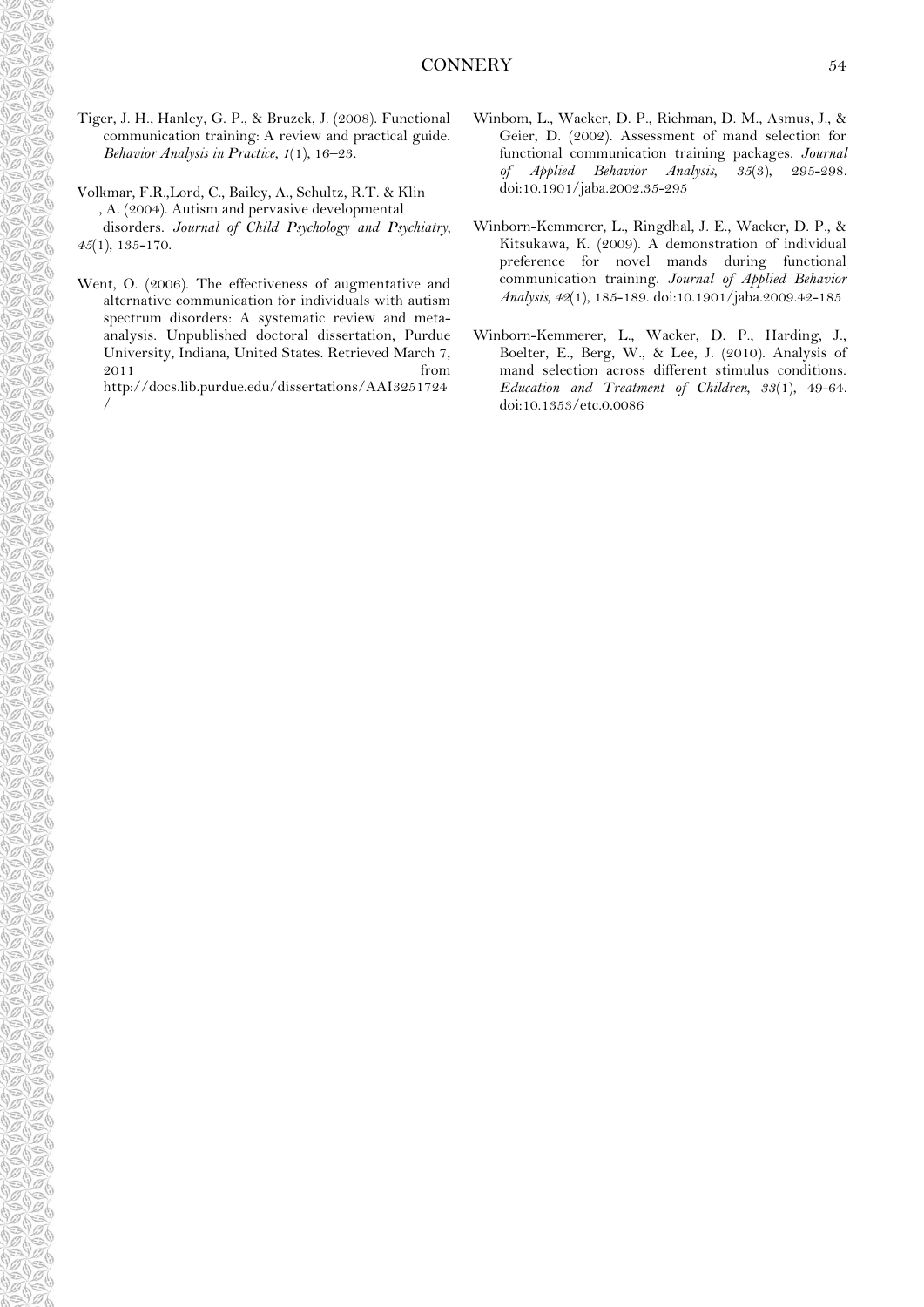Tiger, J. H., Hanley, G. P., & Bruzek, J. (2008). Functional communication training: A review and practical guide. *Behavior Analysis in Practice, 1*(1), 16–23.

Volkmar, F.R.,Lord, C., Bailey, A., Schultz, R.T. & Klin , A. (2004). Autism and pervasive developmental disorders. *Journal of Child Psychology and Psychiatry, 45*(1), 135-170.

Went, O. (2006). The effectiveness of augmentative and alternative communication for individuals with autism spectrum disorders: A systematic review and meta-analysis. Unpublished doctoral dissertation, Purdue University, Indiana, United States. Retrieved March 7, 2011 from http://docs.lib.purdue.edu/dissertations/AAI3251724/

Winbom, L., Wacker, D. P., Riehman, D. M., Asmus, J., & Geier, D. (2002). Assessment of mand selection for functional communication training packages. *Journal of Applied Behavior Analysis, 35*(3), 295-298. doi:10.1901/jaba.2002.35-295

Winborn-Kemmerer, L., Ringdhal, J. E., Wacker, D. P., & Kitsukawa, K. (2009). A demonstration of individual preference for novel mands during functional communication training. *Journal of Applied Behavior Analysis, 42*(1), 185-189. doi:10.1901/jaba.2009.42-185

Winborn-Kemmerer, L., Wacker, D. P., Harding, J., Boelter, E., Berg, W., & Lee, J. (2010). Analysis of mand selection across different stimulus conditions. *Education and Treatment of Children, 33*(1), 49-64. doi:10.1353/etc.0.0086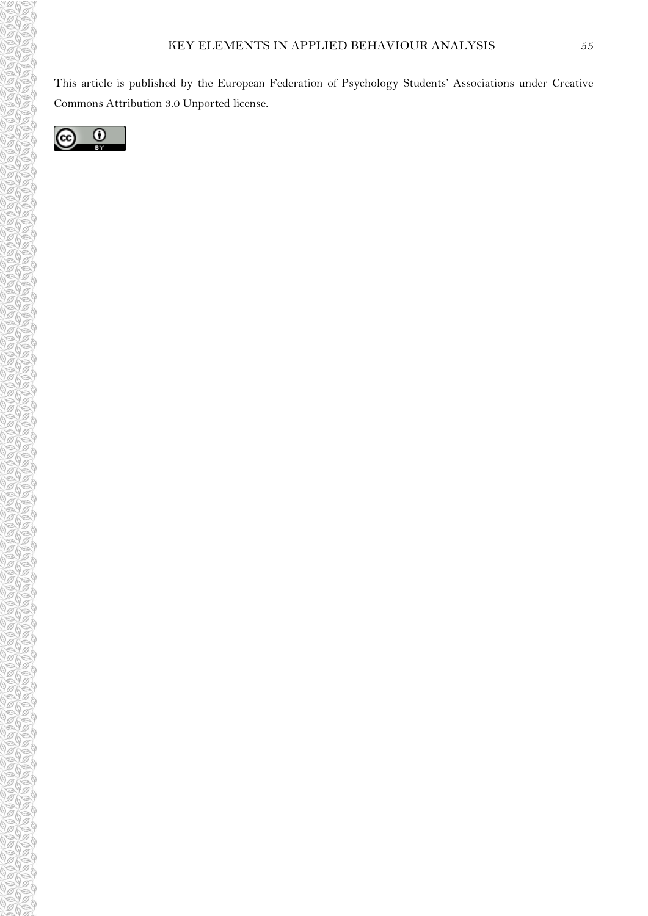This article is published by the European Federation of Psychology Students' Associations under Creative Commons Attribution 3.0 Unported license.